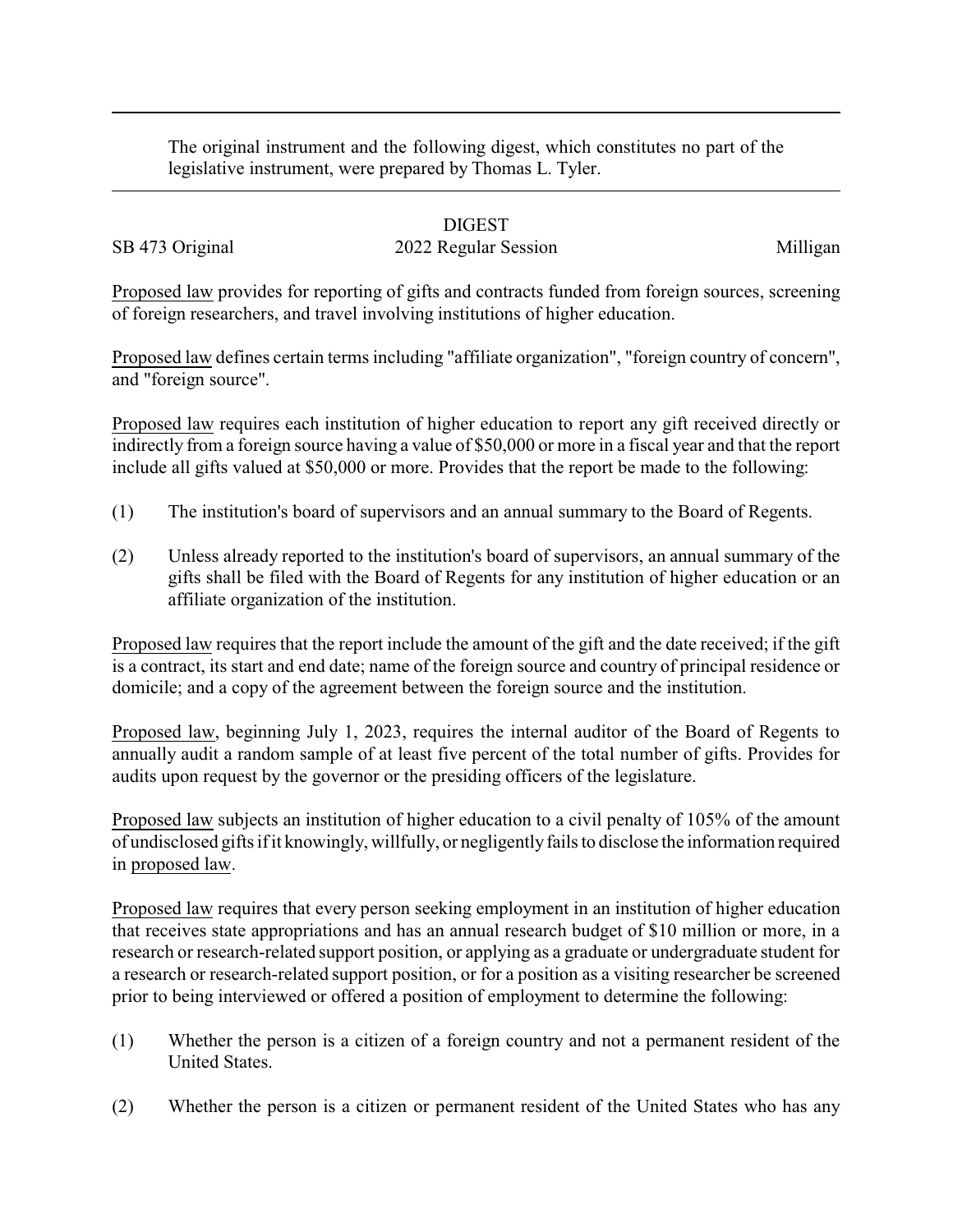The original instrument and the following digest, which constitutes no part of the legislative instrument, were prepared by Thomas L. Tyler.

# DIGEST

SB 473 Original | 2022 Regular Session | Milligan

Proposed law provides for reporting of gifts and contracts funded from foreign sources, screening of foreign researchers, and travel involving institutions of higher education.

Proposed law defines certain terms including "affiliate organization", "foreign country of concern", and "foreign source".

Proposed law requires each institution of higher education to report any gift received directly or indirectly from a foreign source having a value of $50,000 or more in a fiscal year and that the report include all gifts valued at $50,000 or more. Provides that the report be made to the following:

(1) The institution's board of supervisors and an annual summary to the Board of Regents.

(2) Unless already reported to the institution's board of supervisors, an annual summary of the gifts shall be filed with the Board of Regents for any institution of higher education or an affiliate organization of the institution.

Proposed law requires that the report include the amount of the gift and the date received; if the gift is a contract, its start and end date; name of the foreign source and country of principal residence or domicile; and a copy of the agreement between the foreign source and the institution.

Proposed law, beginning July 1, 2023, requires the internal auditor of the Board of Regents to annually audit a random sample of at least five percent of the total number of gifts. Provides for audits upon request by the governor or the presiding officers of the legislature.

Proposed law subjects an institution of higher education to a civil penalty of 105% of the amount of undisclosed gifts if it knowingly, willfully, or negligently fails to disclose the information required in proposed law.

Proposed law requires that every person seeking employment in an institution of higher education that receives state appropriations and has an annual research budget of $10 million or more, in a research or research-related support position, or applying as a graduate or undergraduate student for a research or research-related support position, or for a position as a visiting researcher be screened prior to being interviewed or offered a position of employment to determine the following:

(1) Whether the person is a citizen of a foreign country and not a permanent resident of the United States.

(2) Whether the person is a citizen or permanent resident of the United States who has any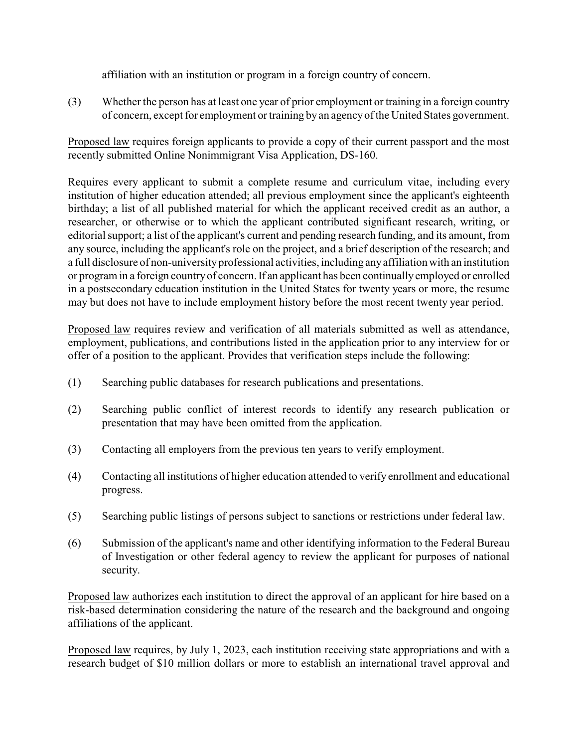affiliation with an institution or program in a foreign country of concern.

(3) Whether the person has at least one year of prior employment or training in a foreign country of concern, except for employment or training by an agency of the United States government.

Proposed law requires foreign applicants to provide a copy of their current passport and the most recently submitted Online Nonimmigrant Visa Application, DS-160.

Requires every applicant to submit a complete resume and curriculum vitae, including every institution of higher education attended; all previous employment since the applicant's eighteenth birthday; a list of all published material for which the applicant received credit as an author, a researcher, or otherwise or to which the applicant contributed significant research, writing, or editorial support; a list of the applicant's current and pending research funding, and its amount, from any source, including the applicant's role on the project, and a brief description of the research; and a full disclosure of non-university professional activities, including any affiliation with an institution or program in a foreign country of concern. If an applicant has been continually employed or enrolled in a postsecondary education institution in the United States for twenty years or more, the resume may but does not have to include employment history before the most recent twenty year period.

Proposed law requires review and verification of all materials submitted as well as attendance, employment, publications, and contributions listed in the application prior to any interview for or offer of a position to the applicant. Provides that verification steps include the following:

(1) Searching public databases for research publications and presentations.

(2) Searching public conflict of interest records to identify any research publication or presentation that may have been omitted from the application.

(3) Contacting all employers from the previous ten years to verify employment.

(4) Contacting all institutions of higher education attended to verify enrollment and educational progress.

(5) Searching public listings of persons subject to sanctions or restrictions under federal law.

(6) Submission of the applicant's name and other identifying information to the Federal Bureau of Investigation or other federal agency to review the applicant for purposes of national security.

Proposed law authorizes each institution to direct the approval of an applicant for hire based on a risk-based determination considering the nature of the research and the background and ongoing affiliations of the applicant.

Proposed law requires, by July 1, 2023, each institution receiving state appropriations and with a research budget of $10 million dollars or more to establish an international travel approval and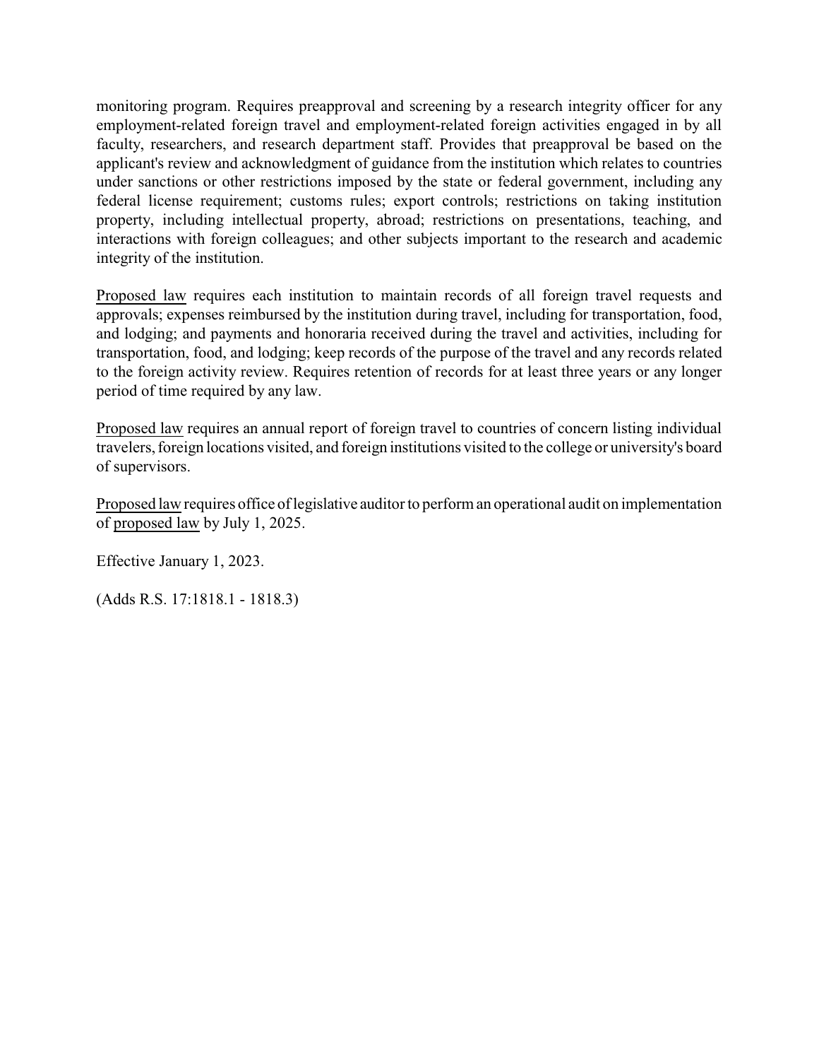monitoring program. Requires preapproval and screening by a research integrity officer for any employment-related foreign travel and employment-related foreign activities engaged in by all faculty, researchers, and research department staff. Provides that preapproval be based on the applicant's review and acknowledgment of guidance from the institution which relates to countries under sanctions or other restrictions imposed by the state or federal government, including any federal license requirement; customs rules; export controls; restrictions on taking institution property, including intellectual property, abroad; restrictions on presentations, teaching, and interactions with foreign colleagues; and other subjects important to the research and academic integrity of the institution.

Proposed law requires each institution to maintain records of all foreign travel requests and approvals; expenses reimbursed by the institution during travel, including for transportation, food, and lodging; and payments and honoraria received during the travel and activities, including for transportation, food, and lodging; keep records of the purpose of the travel and any records related to the foreign activity review. Requires retention of records for at least three years or any longer period of time required by any law.

Proposed law requires an annual report of foreign travel to countries of concern listing individual travelers, foreign locations visited, and foreign institutions visited to the college or university's board of supervisors.

Proposed law requires office of legislative auditor to perform an operational audit on implementation of proposed law by July 1, 2025.

Effective January 1, 2023.

(Adds R.S. 17:1818.1 - 1818.3)